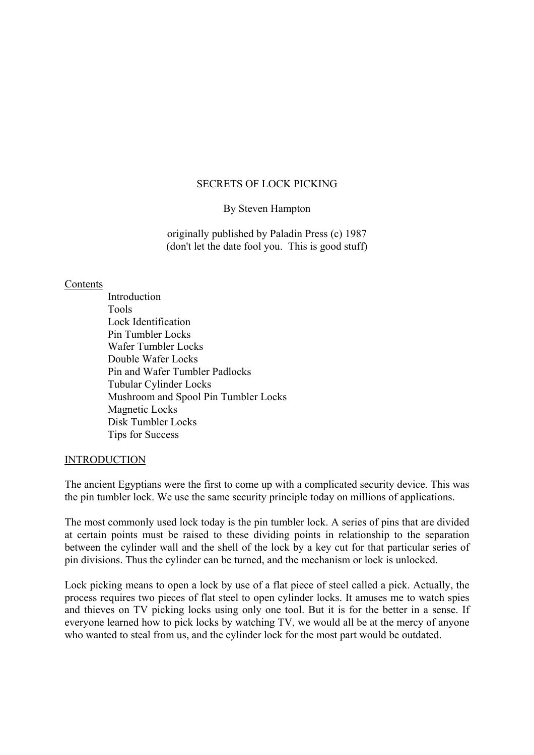# SECRETS OF LOCK PICKING

By Steven Hampton

originally published by Paladin Press (c) 1987
(don't let the date fool you. This is good stuff)

## Contents

- Introduction
- Tools
- Lock Identification
- Pin Tumbler Locks
- Wafer Tumbler Locks
- Double Wafer Locks
- Pin and Wafer Tumbler Padlocks
- Tubular Cylinder Locks
- Mushroom and Spool Pin Tumbler Locks
- Magnetic Locks
- Disk Tumbler Locks
- Tips for Success

## INTRODUCTION

The ancient Egyptians were the first to come up with a complicated security device. This was the pin tumbler lock. We use the same security principle today on millions of applications.

The most commonly used lock today is the pin tumbler lock. A series of pins that are divided at certain points must be raised to these dividing points in relationship to the separation between the cylinder wall and the shell of the lock by a key cut for that particular series of pin divisions. Thus the cylinder can be turned, and the mechanism or lock is unlocked.

Lock picking means to open a lock by use of a flat piece of steel called a pick. Actually, the process requires two pieces of flat steel to open cylinder locks. It amuses me to watch spies and thieves on TV picking locks using only one tool. But it is for the better in a sense. If everyone learned how to pick locks by watching TV, we would all be at the mercy of anyone who wanted to steal from us, and the cylinder lock for the most part would be outdated.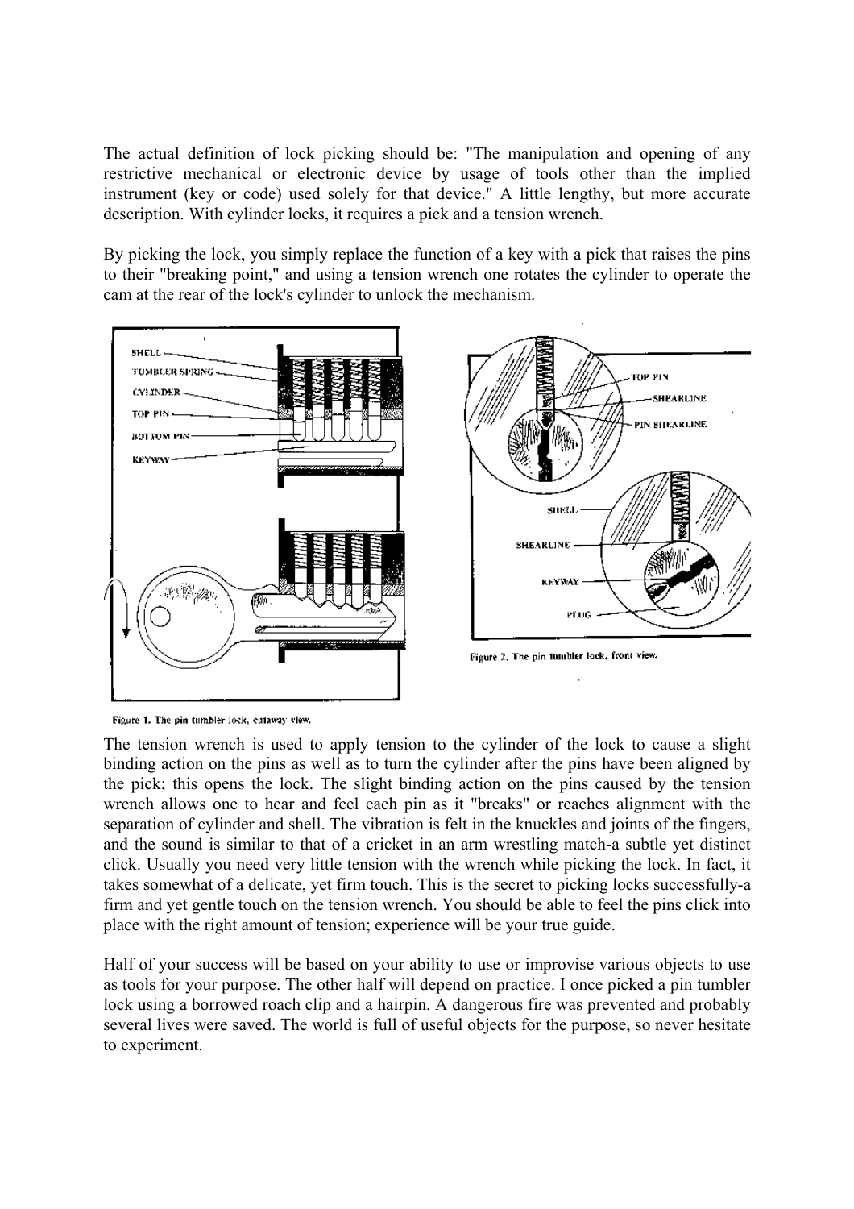The actual definition of lock picking should be: "The manipulation and opening of any restrictive mechanical or electronic device by usage of tools other than the implied instrument (key or code) used solely for that device." A little lengthy, but more accurate description. With cylinder locks, it requires a pick and a tension wrench.

By picking the lock, you simply replace the function of a key with a pick that raises the pins to their "breaking point," and using a tension wrench one rotates the cylinder to operate the cam at the rear of the lock's cylinder to unlock the mechanism.

SHELL
TUMBLER SPRING
CYLINDER
TOP PIN
BOTTOM PIN
KEYWAY

Figure 1. The pin tumbler lock, cutaway view.

TOP PIN
SHEARLINE
PIN SHEARLINE
SHELL
SHEARLINE
KEYWAY
PLUG

Figure 2. The pin tumbler lock, front view.

The tension wrench is used to apply tension to the cylinder of the lock to cause a slight binding action on the pins as well as to turn the cylinder after the pins have been aligned by the pick; this opens the lock. The slight binding action on the pins caused by the tension wrench allows one to hear and feel each pin as it "breaks" or reaches alignment with the separation of cylinder and shell. The vibration is felt in the knuckles and joints of the fingers, and the sound is similar to that of a cricket in an arm wrestling match-a subtle yet distinct click. Usually you need very little tension with the wrench while picking the lock. In fact, it takes somewhat of a delicate, yet firm touch. This is the secret to picking locks successfully-a firm and yet gentle touch on the tension wrench. You should be able to feel the pins click into place with the right amount of tension; experience will be your true guide.

Half of your success will be based on your ability to use or improvise various objects to use as tools for your purpose. The other half will depend on practice. I once picked a pin tumbler lock using a borrowed roach clip and a hairpin. A dangerous fire was prevented and probably several lives were saved. The world is full of useful objects for the purpose, so never hesitate to experiment.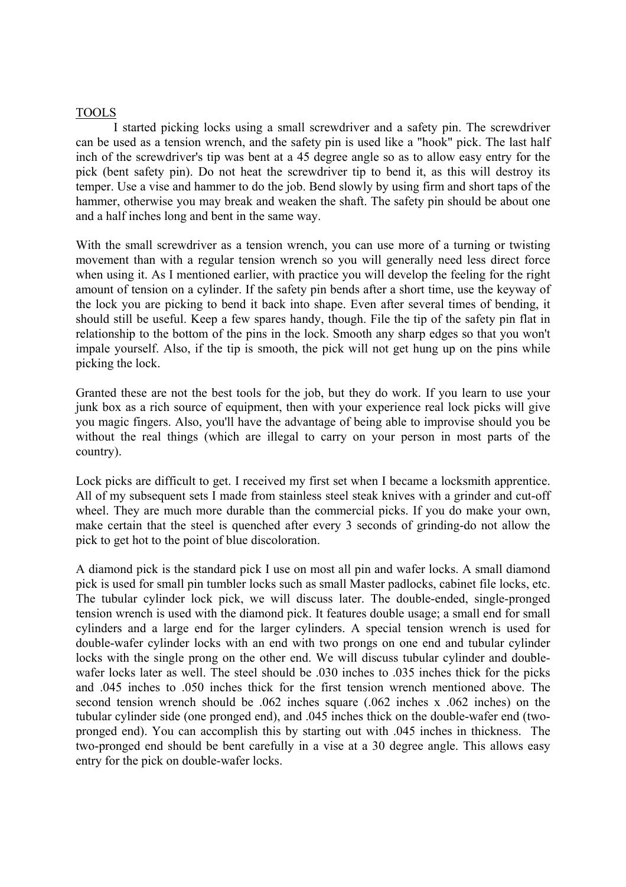TOOLS

I started picking locks using a small screwdriver and a safety pin. The screwdriver can be used as a tension wrench, and the safety pin is used like a "hook" pick. The last half inch of the screwdriver's tip was bent at a 45 degree angle so as to allow easy entry for the pick (bent safety pin). Do not heat the screwdriver tip to bend it, as this will destroy its temper. Use a vise and hammer to do the job. Bend slowly by using firm and short taps of the hammer, otherwise you may break and weaken the shaft. The safety pin should be about one and a half inches long and bent in the same way.

With the small screwdriver as a tension wrench, you can use more of a turning or twisting movement than with a regular tension wrench so you will generally need less direct force when using it. As I mentioned earlier, with practice you will develop the feeling for the right amount of tension on a cylinder. If the safety pin bends after a short time, use the keyway of the lock you are picking to bend it back into shape. Even after several times of bending, it should still be useful. Keep a few spares handy, though. File the tip of the safety pin flat in relationship to the bottom of the pins in the lock. Smooth any sharp edges so that you won't impale yourself. Also, if the tip is smooth, the pick will not get hung up on the pins while picking the lock.

Granted these are not the best tools for the job, but they do work. If you learn to use your junk box as a rich source of equipment, then with your experience real lock picks will give you magic fingers. Also, you'll have the advantage of being able to improvise should you be without the real things (which are illegal to carry on your person in most parts of the country).

Lock picks are difficult to get. I received my first set when I became a locksmith apprentice. All of my subsequent sets I made from stainless steel steak knives with a grinder and cut-off wheel. They are much more durable than the commercial picks. If you do make your own, make certain that the steel is quenched after every 3 seconds of grinding-do not allow the pick to get hot to the point of blue discoloration.

A diamond pick is the standard pick I use on most all pin and wafer locks. A small diamond pick is used for small pin tumbler locks such as small Master padlocks, cabinet file locks, etc. The tubular cylinder lock pick, we will discuss later. The double-ended, single-pronged tension wrench is used with the diamond pick. It features double usage; a small end for small cylinders and a large end for the larger cylinders. A special tension wrench is used for double-wafer cylinder locks with an end with two prongs on one end and tubular cylinder locks with the single prong on the other end. We will discuss tubular cylinder and double-wafer locks later as well. The steel should be .030 inches to .035 inches thick for the picks and .045 inches to .050 inches thick for the first tension wrench mentioned above. The second tension wrench should be .062 inches square (.062 inches x .062 inches) on the tubular cylinder side (one pronged end), and .045 inches thick on the double-wafer end (two-pronged end). You can accomplish this by starting out with .045 inches in thickness. The two-pronged end should be bent carefully in a vise at a 30 degree angle. This allows easy entry for the pick on double-wafer locks.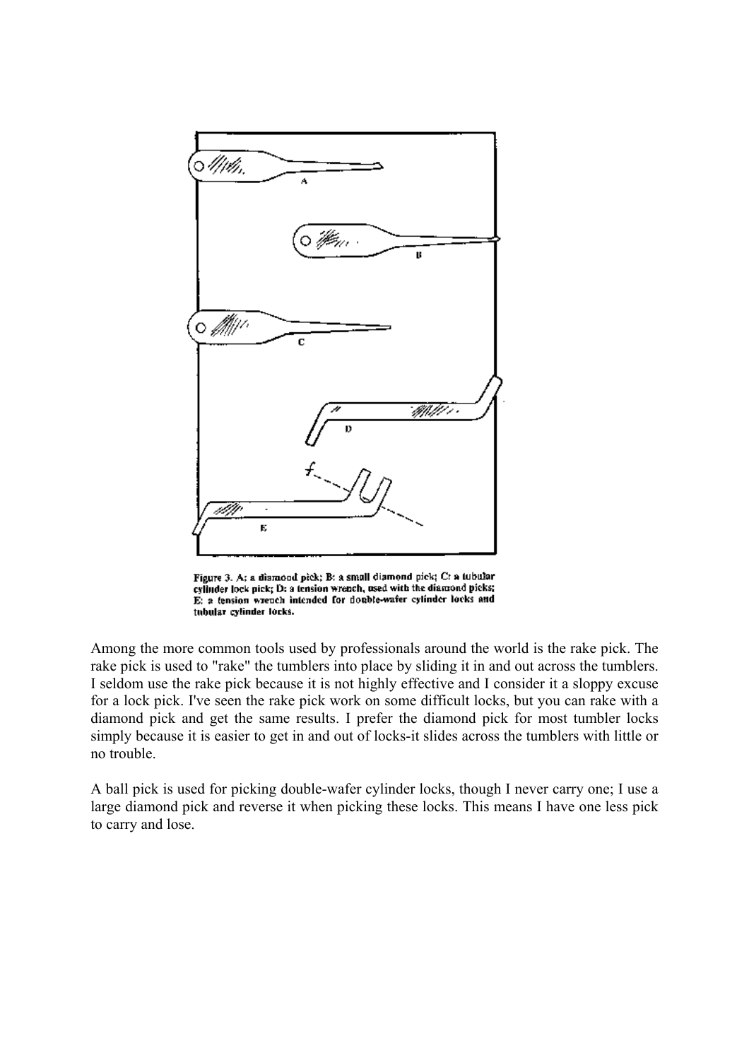Figure 3. A: a diamond pick; B: a small diamond pick; C: a tubular cylinder lock pick; D: a tension wrench, used with the diamond picks; E: a tension wrench intended for double-wafer cylinder locks and tubular cylinder locks.

Among the more common tools used by professionals around the world is the rake pick. The rake pick is used to "rake" the tumblers into place by sliding it in and out across the tumblers. I seldom use the rake pick because it is not highly effective and I consider it a sloppy excuse for a lock pick. I've seen the rake pick work on some difficult locks, but you can rake with a diamond pick and get the same results. I prefer the diamond pick for most tumbler locks simply because it is easier to get in and out of locks-it slides across the tumblers with little or no trouble.

A ball pick is used for picking double-wafer cylinder locks, though I never carry one; I use a large diamond pick and reverse it when picking these locks. This means I have one less pick to carry and lose.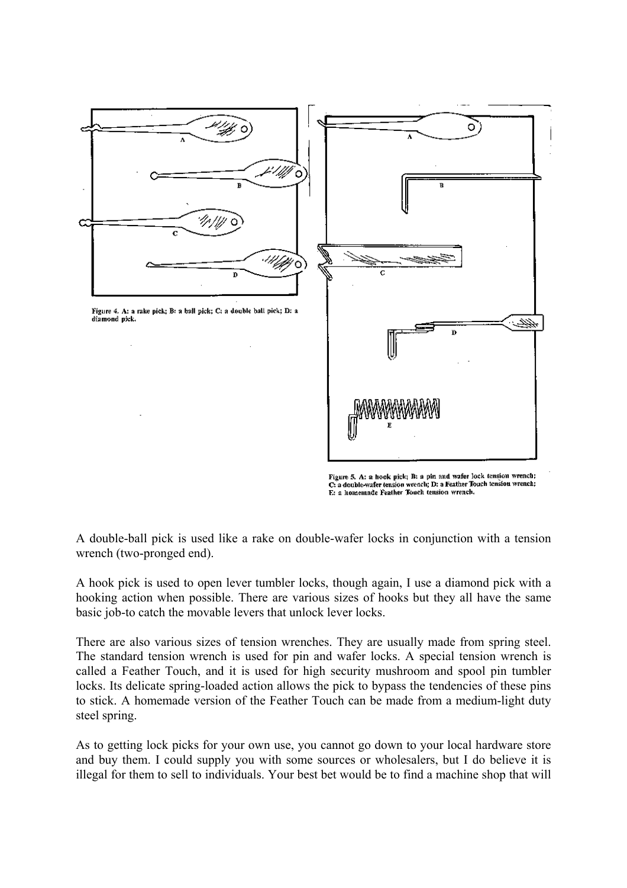Figure 4. A: a rake pick; B: a ball pick; C: a double ball pick; D: a diamond pick.

Figure 5. A: a hook pick; B: a pin and wafer lock tension wrench; C: a double-wafer tension wrench; D: a Feather Touch tension wrench; E: a homemade Feather Touch tension wrench.

A double-ball pick is used like a rake on double-wafer locks in conjunction with a tension wrench (two-pronged end).

A hook pick is used to open lever tumbler locks, though again, I use a diamond pick with a hooking action when possible. There are various sizes of hooks but they all have the same basic job-to catch the movable levers that unlock lever locks.

There are also various sizes of tension wrenches. They are usually made from spring steel. The standard tension wrench is used for pin and wafer locks. A special tension wrench is called a Feather Touch, and it is used for high security mushroom and spool pin tumbler locks. Its delicate spring-loaded action allows the pick to bypass the tendencies of these pins to stick. A homemade version of the Feather Touch can be made from a medium-light duty steel spring.

As to getting lock picks for your own use, you cannot go down to your local hardware store and buy them. I could supply you with some sources or wholesalers, but I do believe it is illegal for them to sell to individuals. Your best bet would be to find a machine shop that will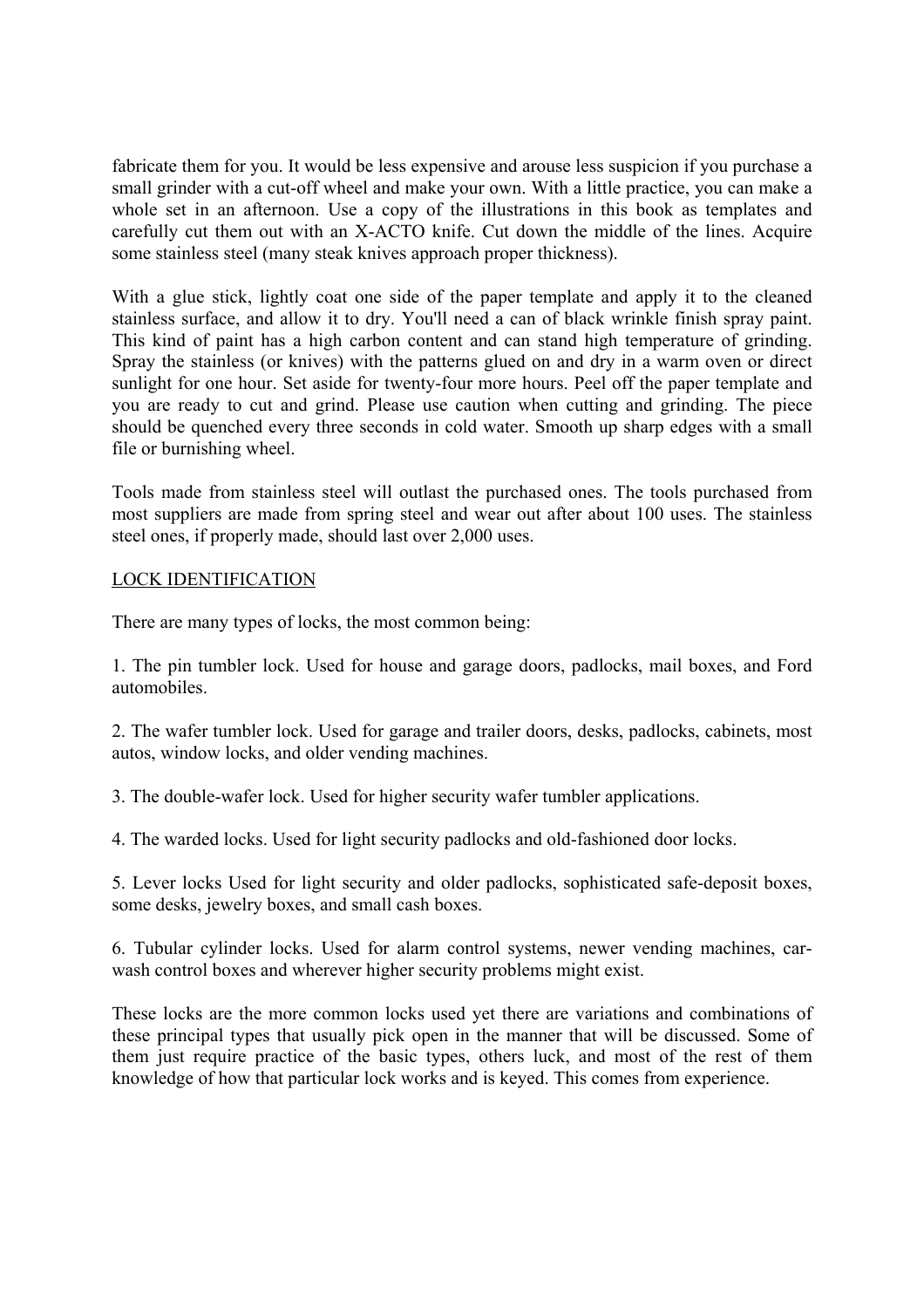fabricate them for you. It would be less expensive and arouse less suspicion if you purchase a small grinder with a cut-off wheel and make your own. With a little practice, you can make a whole set in an afternoon. Use a copy of the illustrations in this book as templates and carefully cut them out with an X-ACTO knife. Cut down the middle of the lines. Acquire some stainless steel (many steak knives approach proper thickness).

With a glue stick, lightly coat one side of the paper template and apply it to the cleaned stainless surface, and allow it to dry. You'll need a can of black wrinkle finish spray paint. This kind of paint has a high carbon content and can stand high temperature of grinding. Spray the stainless (or knives) with the patterns glued on and dry in a warm oven or direct sunlight for one hour. Set aside for twenty-four more hours. Peel off the paper template and you are ready to cut and grind. Please use caution when cutting and grinding. The piece should be quenched every three seconds in cold water. Smooth up sharp edges with a small file or burnishing wheel.

Tools made from stainless steel will outlast the purchased ones. The tools purchased from most suppliers are made from spring steel and wear out after about 100 uses. The stainless steel ones, if properly made, should last over 2,000 uses.

## LOCK IDENTIFICATION

There are many types of locks, the most common being:

1. The pin tumbler lock. Used for house and garage doors, padlocks, mail boxes, and Ford automobiles.

2. The wafer tumbler lock. Used for garage and trailer doors, desks, padlocks, cabinets, most autos, window locks, and older vending machines.

3. The double-wafer lock. Used for higher security wafer tumbler applications.

4. The warded locks. Used for light security padlocks and old-fashioned door locks.

5. Lever locks Used for light security and older padlocks, sophisticated safe-deposit boxes, some desks, jewelry boxes, and small cash boxes.

6. Tubular cylinder locks. Used for alarm control systems, newer vending machines, car-wash control boxes and wherever higher security problems might exist.

These locks are the more common locks used yet there are variations and combinations of these principal types that usually pick open in the manner that will be discussed. Some of them just require practice of the basic types, others luck, and most of the rest of them knowledge of how that particular lock works and is keyed. This comes from experience.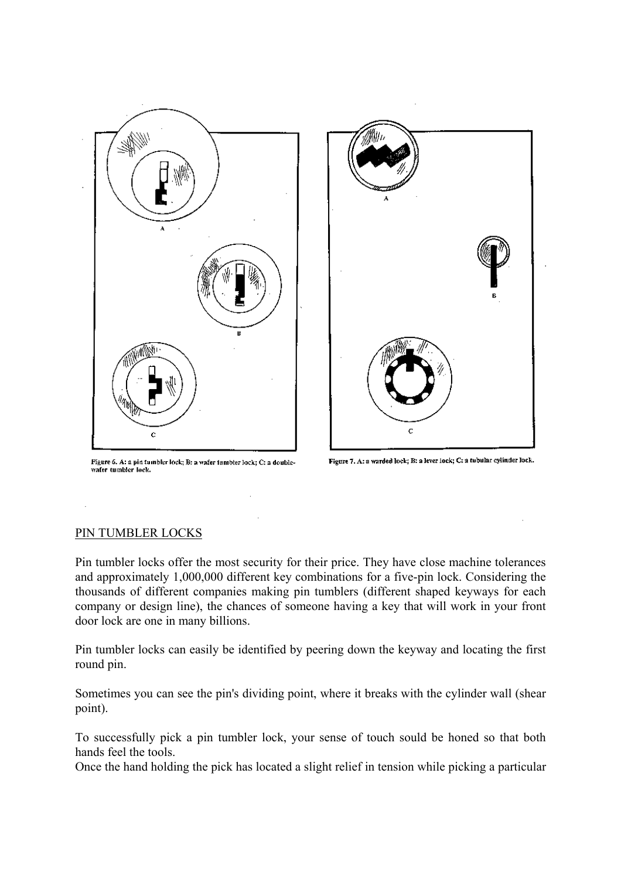Figure 6. A: a pin tumbler lock; B: a wafer tumbler lock; C: a double-wafer tumbler lock.

Figure 7. A: a warded lock; B: a lever lock; C: a tubular cylinder lock.

## PIN TUMBLER LOCKS

Pin tumbler locks offer the most security for their price. They have close machine tolerances and approximately 1,000,000 different key combinations for a five-pin lock. Considering the thousands of different companies making pin tumblers (different shaped keyways for each company or design line), the chances of someone having a key that will work in your front door lock are one in many billions.

Pin tumbler locks can easily be identified by peering down the keyway and locating the first round pin.

Sometimes you can see the pin's dividing point, where it breaks with the cylinder wall (shear point).

To successfully pick a pin tumbler lock, your sense of touch sould be honed so that both hands feel the tools.
Once the hand holding the pick has located a slight relief in tension while picking a particular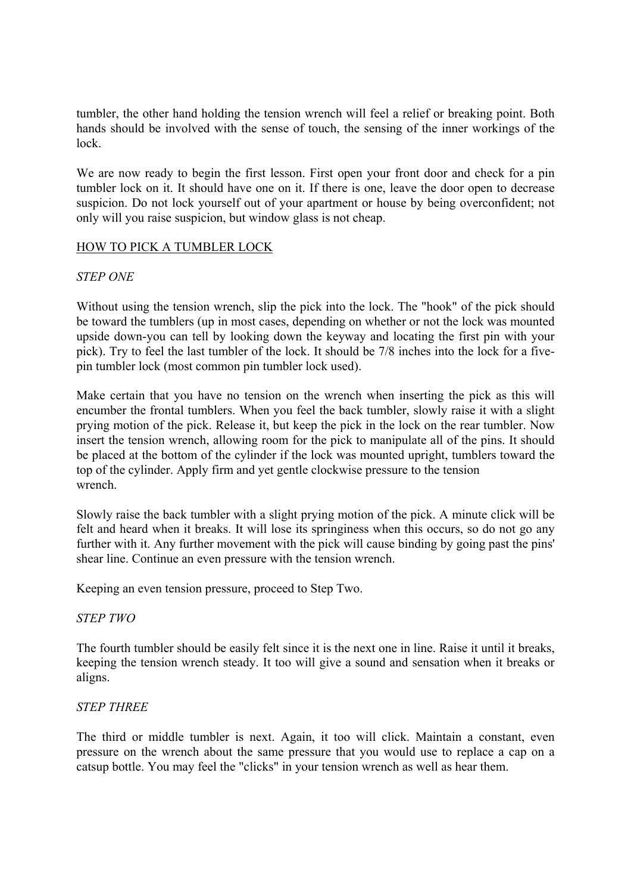tumbler, the other hand holding the tension wrench will feel a relief or breaking point. Both hands should be involved with the sense of touch, the sensing of the inner workings of the lock.

We are now ready to begin the first lesson. First open your front door and check for a pin tumbler lock on it. It should have one on it. If there is one, leave the door open to decrease suspicion. Do not lock yourself out of your apartment or house by being overconfident; not only will you raise suspicion, but window glass is not cheap.

## HOW TO PICK A TUMBLER LOCK

### *STEP ONE*

Without using the tension wrench, slip the pick into the lock. The "hook" of the pick should be toward the tumblers (up in most cases, depending on whether or not the lock was mounted upside down-you can tell by looking down the keyway and locating the first pin with your pick). Try to feel the last tumbler of the lock. It should be 7/8 inches into the lock for a five-pin tumbler lock (most common pin tumbler lock used).

Make certain that you have no tension on the wrench when inserting the pick as this will encumber the frontal tumblers. When you feel the back tumbler, slowly raise it with a slight prying motion of the pick. Release it, but keep the pick in the lock on the rear tumbler. Now insert the tension wrench, allowing room for the pick to manipulate all of the pins. It should be placed at the bottom of the cylinder if the lock was mounted upright, tumblers toward the top of the cylinder. Apply firm and yet gentle clockwise pressure to the tension wrench.

Slowly raise the back tumbler with a slight prying motion of the pick. A minute click will be felt and heard when it breaks. It will lose its springiness when this occurs, so do not go any further with it. Any further movement with the pick will cause binding by going past the pins' shear line. Continue an even pressure with the tension wrench.

Keeping an even tension pressure, proceed to Step Two.

### *STEP TWO*

The fourth tumbler should be easily felt since it is the next one in line. Raise it until it breaks, keeping the tension wrench steady. It too will give a sound and sensation when it breaks or aligns.

### *STEP THREE*

The third or middle tumbler is next. Again, it too will click. Maintain a constant, even pressure on the wrench about the same pressure that you would use to replace a cap on a catsup bottle. You may feel the "clicks" in your tension wrench as well as hear them.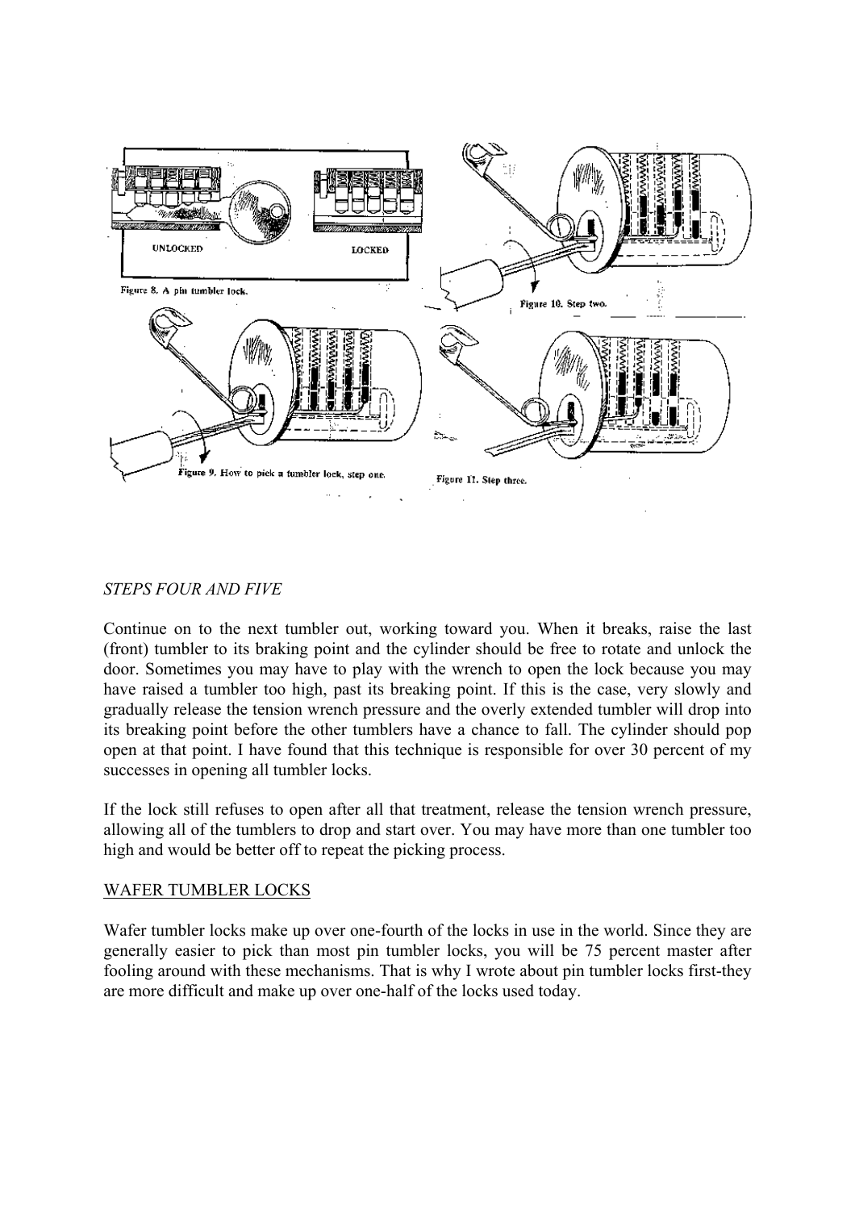Figure 8. A pin tumbler lock.

Figure 10. Step two.

Figure 9. How to pick a tumbler lock, step one.

Figure 11. Step three.

*STEPS FOUR AND FIVE*

Continue on to the next tumbler out, working toward you. When it breaks, raise the last (front) tumbler to its braking point and the cylinder should be free to rotate and unlock the door. Sometimes you may have to play with the wrench to open the lock because you may have raised a tumbler too high, past its breaking point. If this is the case, very slowly and gradually release the tension wrench pressure and the overly extended tumbler will drop into its breaking point before the other tumblers have a chance to fall. The cylinder should pop open at that point. I have found that this technique is responsible for over 30 percent of my successes in opening all tumbler locks.

If the lock still refuses to open after all that treatment, release the tension wrench pressure, allowing all of the tumblers to drop and start over. You may have more than one tumbler too high and would be better off to repeat the picking process.

<u>WAFER TUMBLER LOCKS</u>

Wafer tumbler locks make up over one-fourth of the locks in use in the world. Since they are generally easier to pick than most pin tumbler locks, you will be 75 percent master after fooling around with these mechanisms. That is why I wrote about pin tumbler locks first-they are more difficult and make up over one-half of the locks used today.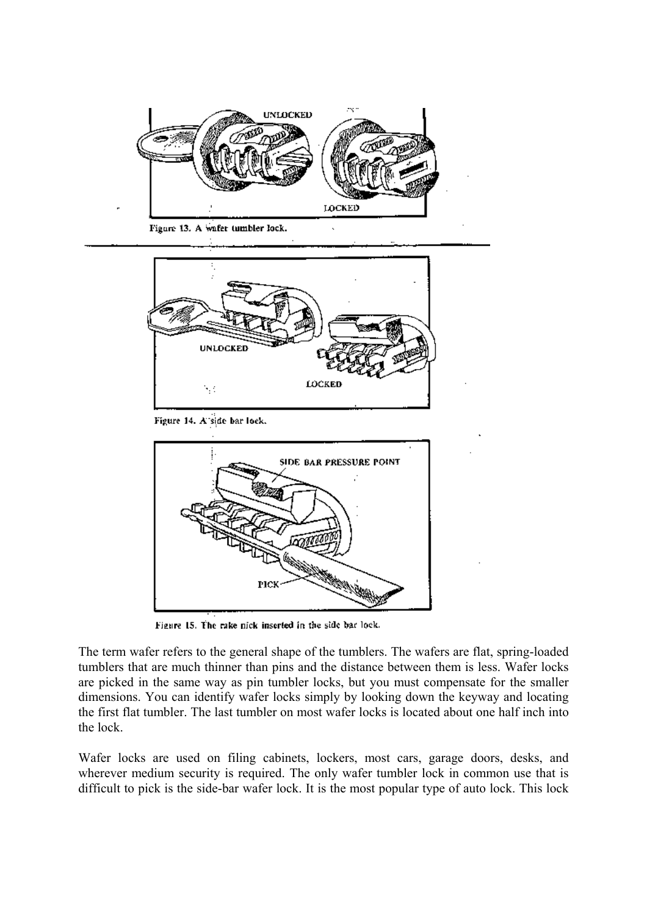Figure 13. A wafer tumbler lock.

Figure 14. A side bar lock.

Figure 15. The rake pick inserted in the side bar lock.

The term wafer refers to the general shape of the tumblers. The wafers are flat, spring-loaded tumblers that are much thinner than pins and the distance between them is less. Wafer locks are picked in the same way as pin tumbler locks, but you must compensate for the smaller dimensions. You can identify wafer locks simply by looking down the keyway and locating the first flat tumbler. The last tumbler on most wafer locks is located about one half inch into the lock.

Wafer locks are used on filing cabinets, lockers, most cars, garage doors, desks, and wherever medium security is required. The only wafer tumbler lock in common use that is difficult to pick is the side-bar wafer lock. It is the most popular type of auto lock. This lock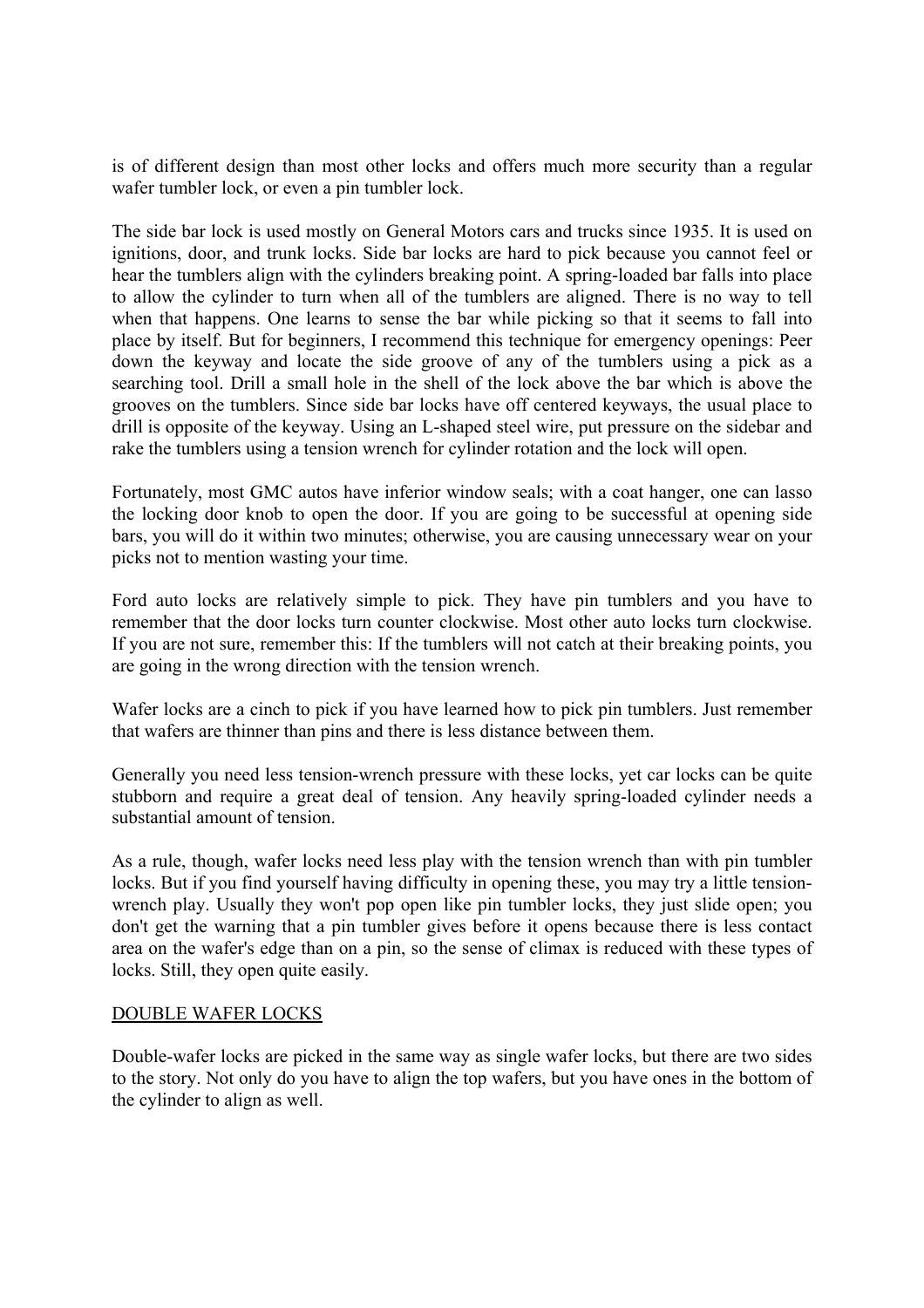is of different design than most other locks and offers much more security than a regular wafer tumbler lock, or even a pin tumbler lock.

The side bar lock is used mostly on General Motors cars and trucks since 1935. It is used on ignitions, door, and trunk locks. Side bar locks are hard to pick because you cannot feel or hear the tumblers align with the cylinders breaking point. A spring-loaded bar falls into place to allow the cylinder to turn when all of the tumblers are aligned. There is no way to tell when that happens. One learns to sense the bar while picking so that it seems to fall into place by itself. But for beginners, I recommend this technique for emergency openings: Peer down the keyway and locate the side groove of any of the tumblers using a pick as a searching tool. Drill a small hole in the shell of the lock above the bar which is above the grooves on the tumblers. Since side bar locks have off centered keyways, the usual place to drill is opposite of the keyway. Using an L-shaped steel wire, put pressure on the sidebar and rake the tumblers using a tension wrench for cylinder rotation and the lock will open.

Fortunately, most GMC autos have inferior window seals; with a coat hanger, one can lasso the locking door knob to open the door. If you are going to be successful at opening side bars, you will do it within two minutes; otherwise, you are causing unnecessary wear on your picks not to mention wasting your time.

Ford auto locks are relatively simple to pick. They have pin tumblers and you have to remember that the door locks turn counter clockwise. Most other auto locks turn clockwise. If you are not sure, remember this: If the tumblers will not catch at their breaking points, you are going in the wrong direction with the tension wrench.

Wafer locks are a cinch to pick if you have learned how to pick pin tumblers. Just remember that wafers are thinner than pins and there is less distance between them.

Generally you need less tension-wrench pressure with these locks, yet car locks can be quite stubborn and require a great deal of tension. Any heavily spring-loaded cylinder needs a substantial amount of tension.

As a rule, though, wafer locks need less play with the tension wrench than with pin tumbler locks. But if you find yourself having difficulty in opening these, you may try a little tension-wrench play. Usually they won't pop open like pin tumbler locks, they just slide open; you don't get the warning that a pin tumbler gives before it opens because there is less contact area on the wafer's edge than on a pin, so the sense of climax is reduced with these types of locks. Still, they open quite easily.

## DOUBLE WAFER LOCKS

Double-wafer locks are picked in the same way as single wafer locks, but there are two sides to the story. Not only do you have to align the top wafers, but you have ones in the bottom of the cylinder to align as well.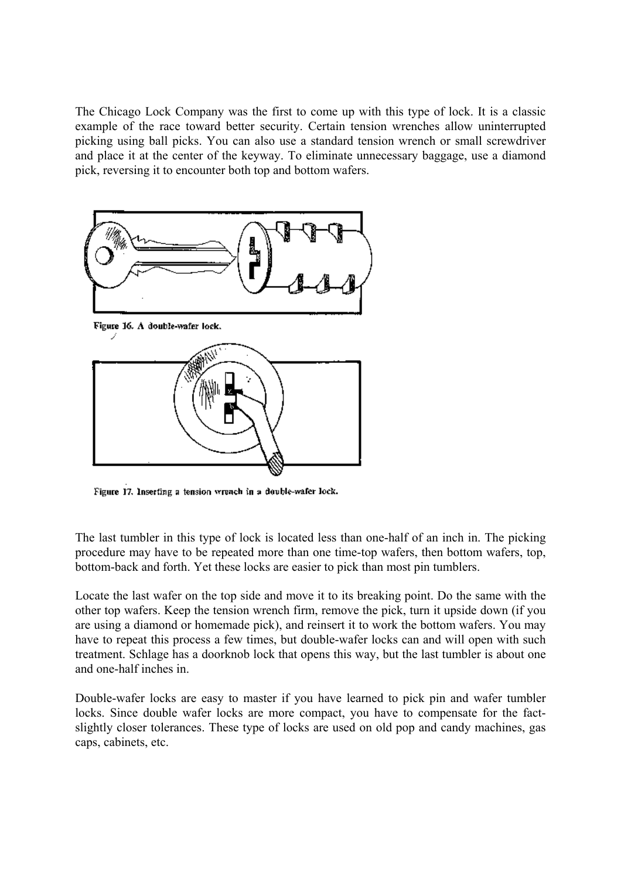The Chicago Lock Company was the first to come up with this type of lock. It is a classic example of the race toward better security. Certain tension wrenches allow uninterrupted picking using ball picks. You can also use a standard tension wrench or small screwdriver and place it at the center of the keyway. To eliminate unnecessary baggage, use a diamond pick, reversing it to encounter both top and bottom wafers.

Figure 16. A double-wafer lock.

Figure 17. Inserting a tension wrench in a double-wafer lock.

The last tumbler in this type of lock is located less than one-half of an inch in. The picking procedure may have to be repeated more than one time-top wafers, then bottom wafers, top, bottom-back and forth. Yet these locks are easier to pick than most pin tumblers.

Locate the last wafer on the top side and move it to its breaking point. Do the same with the other top wafers. Keep the tension wrench firm, remove the pick, turn it upside down (if you are using a diamond or homemade pick), and reinsert it to work the bottom wafers. You may have to repeat this process a few times, but double-wafer locks can and will open with such treatment. Schlage has a doorknob lock that opens this way, but the last tumbler is about one and one-half inches in.

Double-wafer locks are easy to master if you have learned to pick pin and wafer tumbler locks. Since double wafer locks are more compact, you have to compensate for the fact-slightly closer tolerances. These type of locks are used on old pop and candy machines, gas caps, cabinets, etc.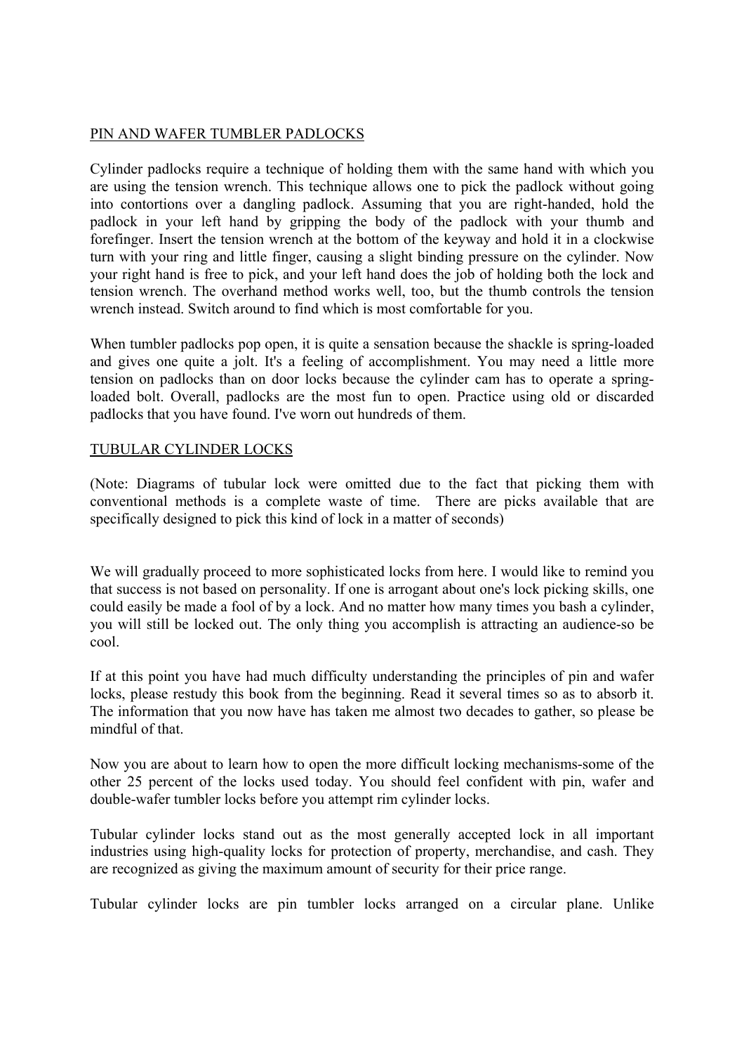## PIN AND WAFER TUMBLER PADLOCKS

Cylinder padlocks require a technique of holding them with the same hand with which you are using the tension wrench. This technique allows one to pick the padlock without going into contortions over a dangling padlock. Assuming that you are right-handed, hold the padlock in your left hand by gripping the body of the padlock with your thumb and forefinger. Insert the tension wrench at the bottom of the keyway and hold it in a clockwise turn with your ring and little finger, causing a slight binding pressure on the cylinder. Now your right hand is free to pick, and your left hand does the job of holding both the lock and tension wrench. The overhand method works well, too, but the thumb controls the tension wrench instead. Switch around to find which is most comfortable for you.

When tumbler padlocks pop open, it is quite a sensation because the shackle is spring-loaded and gives one quite a jolt. It's a feeling of accomplishment. You may need a little more tension on padlocks than on door locks because the cylinder cam has to operate a spring-loaded bolt. Overall, padlocks are the most fun to open. Practice using old or discarded padlocks that you have found. I've worn out hundreds of them.

## TUBULAR CYLINDER LOCKS

(Note: Diagrams of tubular lock were omitted due to the fact that picking them with conventional methods is a complete waste of time. There are picks available that are specifically designed to pick this kind of lock in a matter of seconds)

We will gradually proceed to more sophisticated locks from here. I would like to remind you that success is not based on personality. If one is arrogant about one's lock picking skills, one could easily be made a fool of by a lock. And no matter how many times you bash a cylinder, you will still be locked out. The only thing you accomplish is attracting an audience-so be cool.

If at this point you have had much difficulty understanding the principles of pin and wafer locks, please restudy this book from the beginning. Read it several times so as to absorb it. The information that you now have has taken me almost two decades to gather, so please be mindful of that.

Now you are about to learn how to open the more difficult locking mechanisms-some of the other 25 percent of the locks used today. You should feel confident with pin, wafer and double-wafer tumbler locks before you attempt rim cylinder locks.

Tubular cylinder locks stand out as the most generally accepted lock in all important industries using high-quality locks for protection of property, merchandise, and cash. They are recognized as giving the maximum amount of security for their price range.

Tubular cylinder locks are pin tumbler locks arranged on a circular plane. Unlike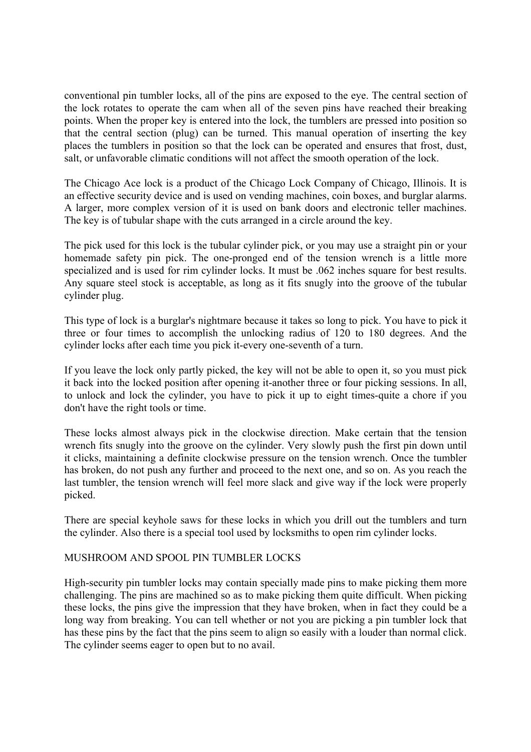conventional pin tumbler locks, all of the pins are exposed to the eye. The central section of the lock rotates to operate the cam when all of the seven pins have reached their breaking points. When the proper key is entered into the lock, the tumblers are pressed into position so that the central section (plug) can be turned. This manual operation of inserting the key places the tumblers in position so that the lock can be operated and ensures that frost, dust, salt, or unfavorable climatic conditions will not affect the smooth operation of the lock.

The Chicago Ace lock is a product of the Chicago Lock Company of Chicago, Illinois. It is an effective security device and is used on vending machines, coin boxes, and burglar alarms. A larger, more complex version of it is used on bank doors and electronic teller machines. The key is of tubular shape with the cuts arranged in a circle around the key.

The pick used for this lock is the tubular cylinder pick, or you may use a straight pin or your homemade safety pin pick. The one-pronged end of the tension wrench is a little more specialized and is used for rim cylinder locks. It must be .062 inches square for best results. Any square steel stock is acceptable, as long as it fits snugly into the groove of the tubular cylinder plug.

This type of lock is a burglar's nightmare because it takes so long to pick. You have to pick it three or four times to accomplish the unlocking radius of 120 to 180 degrees. And the cylinder locks after each time you pick it-every one-seventh of a turn.

If you leave the lock only partly picked, the key will not be able to open it, so you must pick it back into the locked position after opening it-another three or four picking sessions. In all, to unlock and lock the cylinder, you have to pick it up to eight times-quite a chore if you don't have the right tools or time.

These locks almost always pick in the clockwise direction. Make certain that the tension wrench fits snugly into the groove on the cylinder. Very slowly push the first pin down until it clicks, maintaining a definite clockwise pressure on the tension wrench. Once the tumbler has broken, do not push any further and proceed to the next one, and so on. As you reach the last tumbler, the tension wrench will feel more slack and give way if the lock were properly picked.

There are special keyhole saws for these locks in which you drill out the tumblers and turn the cylinder. Also there is a special tool used by locksmiths to open rim cylinder locks.

## MUSHROOM AND SPOOL PIN TUMBLER LOCKS

High-security pin tumbler locks may contain specially made pins to make picking them more challenging. The pins are machined so as to make picking them quite difficult. When picking these locks, the pins give the impression that they have broken, when in fact they could be a long way from breaking. You can tell whether or not you are picking a pin tumbler lock that has these pins by the fact that the pins seem to align so easily with a louder than normal click. The cylinder seems eager to open but to no avail.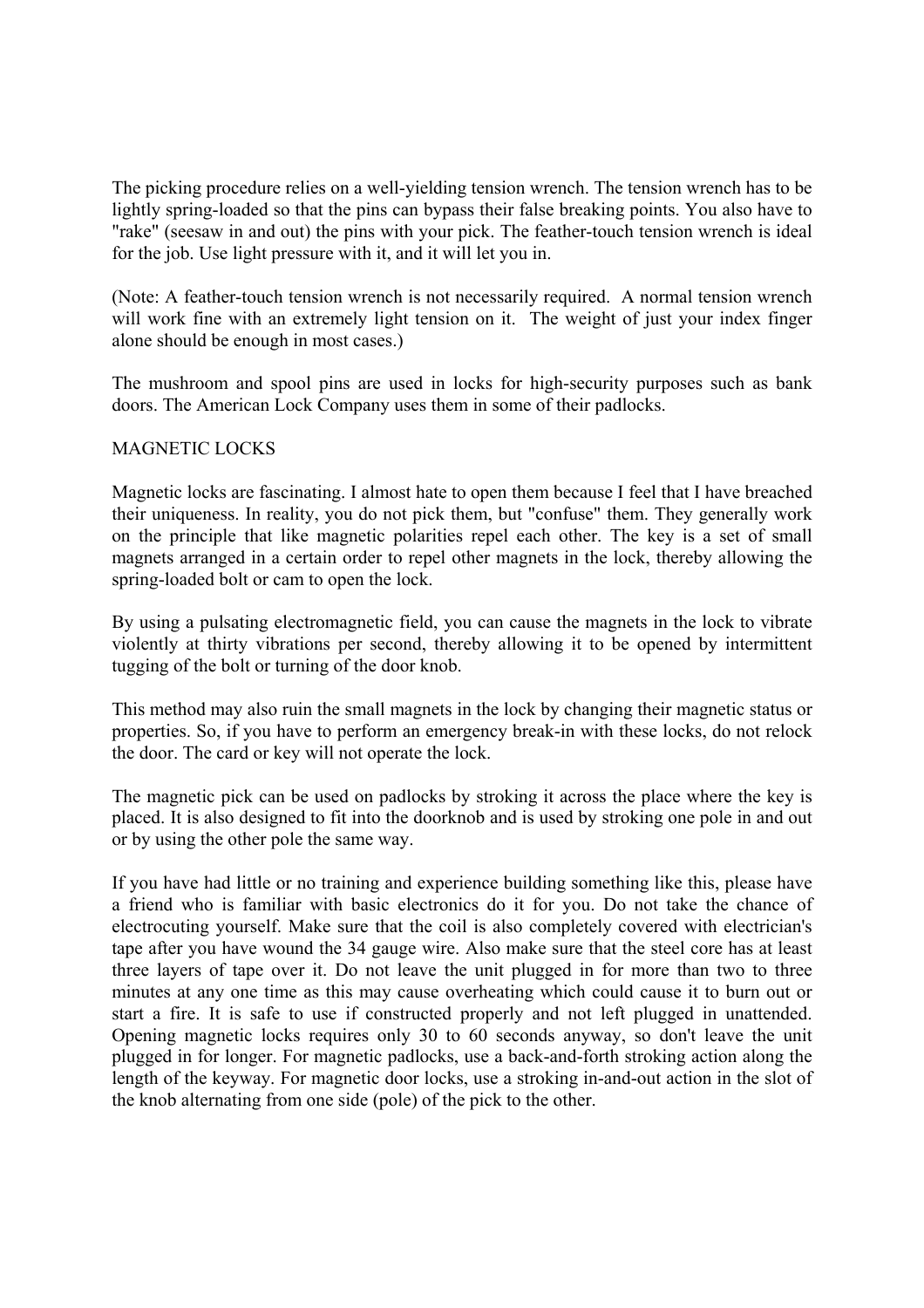The picking procedure relies on a well-yielding tension wrench. The tension wrench has to be lightly spring-loaded so that the pins can bypass their false breaking points. You also have to "rake" (seesaw in and out) the pins with your pick. The feather-touch tension wrench is ideal for the job. Use light pressure with it, and it will let you in.

(Note: A feather-touch tension wrench is not necessarily required. A normal tension wrench will work fine with an extremely light tension on it. The weight of just your index finger alone should be enough in most cases.)

The mushroom and spool pins are used in locks for high-security purposes such as bank doors. The American Lock Company uses them in some of their padlocks.

## MAGNETIC LOCKS

Magnetic locks are fascinating. I almost hate to open them because I feel that I have breached their uniqueness. In reality, you do not pick them, but "confuse" them. They generally work on the principle that like magnetic polarities repel each other. The key is a set of small magnets arranged in a certain order to repel other magnets in the lock, thereby allowing the spring-loaded bolt or cam to open the lock.

By using a pulsating electromagnetic field, you can cause the magnets in the lock to vibrate violently at thirty vibrations per second, thereby allowing it to be opened by intermittent tugging of the bolt or turning of the door knob.

This method may also ruin the small magnets in the lock by changing their magnetic status or properties. So, if you have to perform an emergency break-in with these locks, do not relock the door. The card or key will not operate the lock.

The magnetic pick can be used on padlocks by stroking it across the place where the key is placed. It is also designed to fit into the doorknob and is used by stroking one pole in and out or by using the other pole the same way.

If you have had little or no training and experience building something like this, please have a friend who is familiar with basic electronics do it for you. Do not take the chance of electrocuting yourself. Make sure that the coil is also completely covered with electrician's tape after you have wound the 34 gauge wire. Also make sure that the steel core has at least three layers of tape over it. Do not leave the unit plugged in for more than two to three minutes at any one time as this may cause overheating which could cause it to burn out or start a fire. It is safe to use if constructed properly and not left plugged in unattended. Opening magnetic locks requires only 30 to 60 seconds anyway, so don't leave the unit plugged in for longer. For magnetic padlocks, use a back-and-forth stroking action along the length of the keyway. For magnetic door locks, use a stroking in-and-out action in the slot of the knob alternating from one side (pole) of the pick to the other.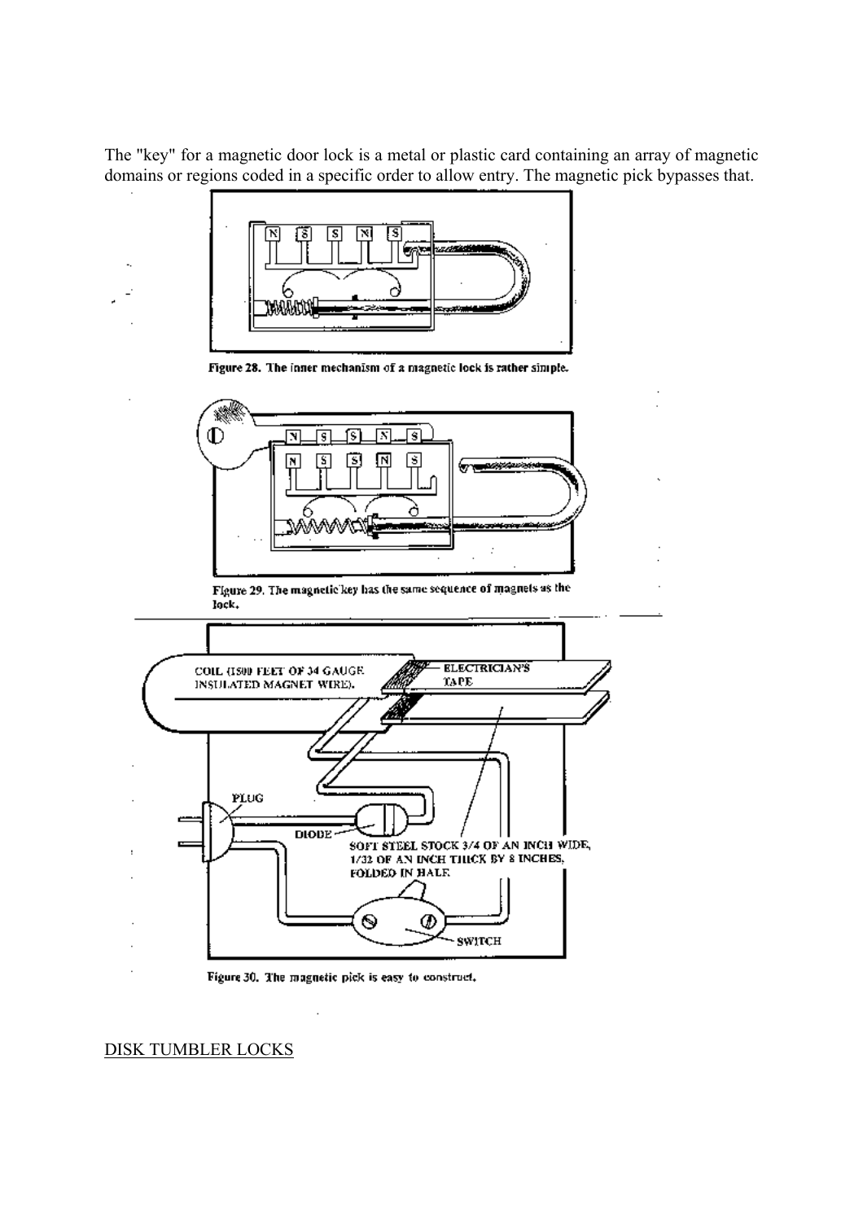The "key" for a magnetic door lock is a metal or plastic card containing an array of magnetic domains or regions coded in a specific order to allow entry. The magnetic pick bypasses that.

Figure 28. The inner mechanism of a magnetic lock is rather simple.

Figure 29. The magnetic key has the same sequence of magnets as the lock.

Figure 30. The magnetic pick is easy to construct.

DISK TUMBLER LOCKS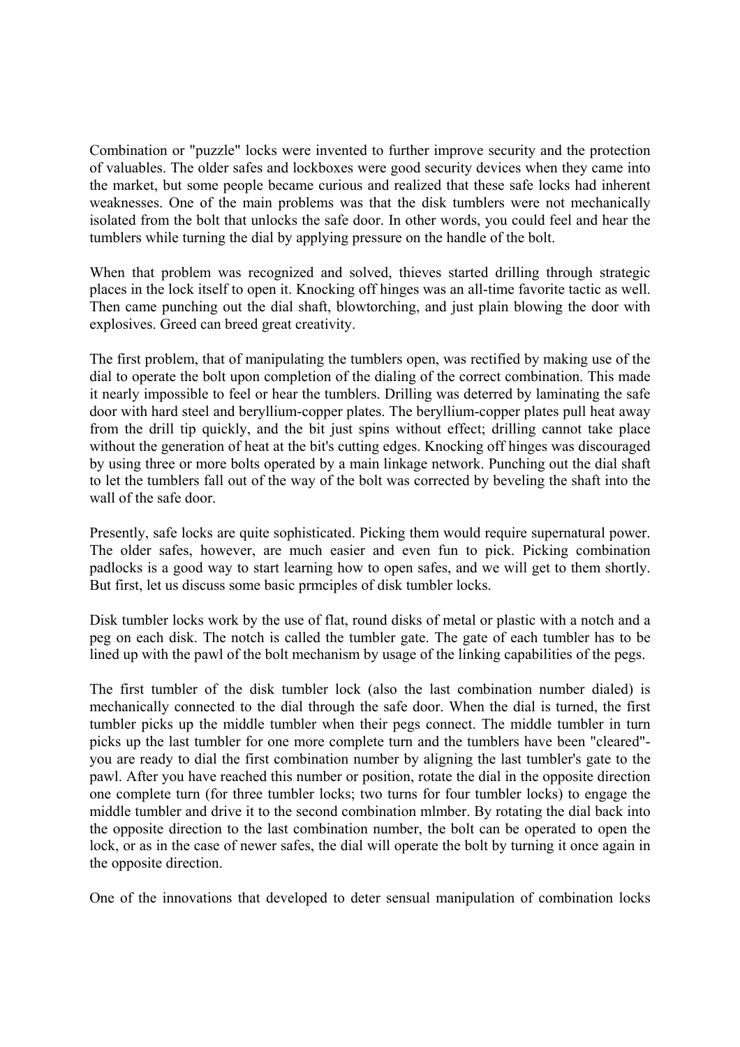Combination or "puzzle" locks were invented to further improve security and the protection of valuables. The older safes and lockboxes were good security devices when they came into the market, but some people became curious and realized that these safe locks had inherent weaknesses. One of the main problems was that the disk tumblers were not mechanically isolated from the bolt that unlocks the safe door. In other words, you could feel and hear the tumblers while turning the dial by applying pressure on the handle of the bolt.

When that problem was recognized and solved, thieves started drilling through strategic places in the lock itself to open it. Knocking off hinges was an all-time favorite tactic as well. Then came punching out the dial shaft, blowtorching, and just plain blowing the door with explosives. Greed can breed great creativity.

The first problem, that of manipulating the tumblers open, was rectified by making use of the dial to operate the bolt upon completion of the dialing of the correct combination. This made it nearly impossible to feel or hear the tumblers. Drilling was deterred by laminating the safe door with hard steel and beryllium-copper plates. The beryllium-copper plates pull heat away from the drill tip quickly, and the bit just spins without effect; drilling cannot take place without the generation of heat at the bit's cutting edges. Knocking off hinges was discouraged by using three or more bolts operated by a main linkage network. Punching out the dial shaft to let the tumblers fall out of the way of the bolt was corrected by beveling the shaft into the wall of the safe door.

Presently, safe locks are quite sophisticated. Picking them would require supernatural power. The older safes, however, are much easier and even fun to pick. Picking combination padlocks is a good way to start learning how to open safes, and we will get to them shortly. But first, let us discuss some basic prmciples of disk tumbler locks.

Disk tumbler locks work by the use of flat, round disks of metal or plastic with a notch and a peg on each disk. The notch is called the tumbler gate. The gate of each tumbler has to be lined up with the pawl of the bolt mechanism by usage of the linking capabilities of the pegs.

The first tumbler of the disk tumbler lock (also the last combination number dialed) is mechanically connected to the dial through the safe door. When the dial is turned, the first tumbler picks up the middle tumbler when their pegs connect. The middle tumbler in turn picks up the last tumbler for one more complete turn and the tumblers have been "cleared"- you are ready to dial the first combination number by aligning the last tumbler's gate to the pawl. After you have reached this number or position, rotate the dial in the opposite direction one complete turn (for three tumbler locks; two turns for four tumbler locks) to engage the middle tumbler and drive it to the second combination mlmber. By rotating the dial back into the opposite direction to the last combination number, the bolt can be operated to open the lock, or as in the case of newer safes, the dial will operate the bolt by turning it once again in the opposite direction.

One of the innovations that developed to deter sensual manipulation of combination locks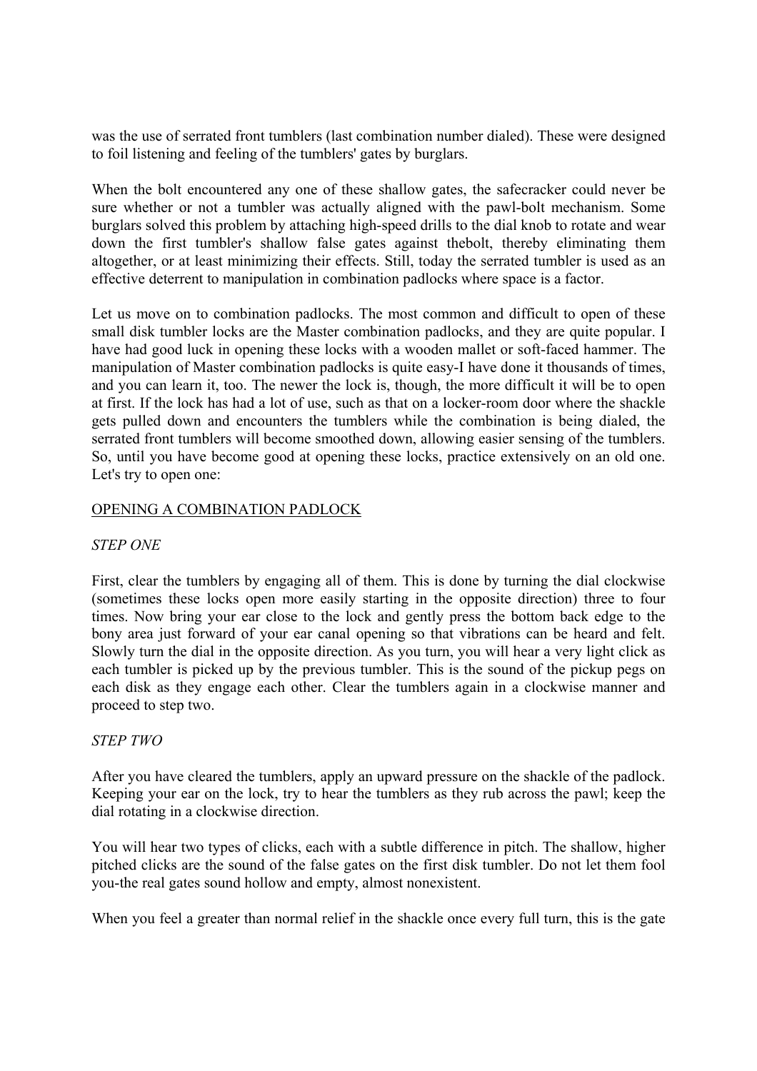was the use of serrated front tumblers (last combination number dialed). These were designed to foil listening and feeling of the tumblers' gates by burglars.

When the bolt encountered any one of these shallow gates, the safecracker could never be sure whether or not a tumbler was actually aligned with the pawl-bolt mechanism. Some burglars solved this problem by attaching high-speed drills to the dial knob to rotate and wear down the first tumbler's shallow false gates against thebolt, thereby eliminating them altogether, or at least minimizing their effects. Still, today the serrated tumbler is used as an effective deterrent to manipulation in combination padlocks where space is a factor.

Let us move on to combination padlocks. The most common and difficult to open of these small disk tumbler locks are the Master combination padlocks, and they are quite popular. I have had good luck in opening these locks with a wooden mallet or soft-faced hammer. The manipulation of Master combination padlocks is quite easy-I have done it thousands of times, and you can learn it, too. The newer the lock is, though, the more difficult it will be to open at first. If the lock has had a lot of use, such as that on a locker-room door where the shackle gets pulled down and encounters the tumblers while the combination is being dialed, the serrated front tumblers will become smoothed down, allowing easier sensing of the tumblers. So, until you have become good at opening these locks, practice extensively on an old one. Let's try to open one:

## OPENING A COMBINATION PADLOCK

### *STEP ONE*

First, clear the tumblers by engaging all of them. This is done by turning the dial clockwise (sometimes these locks open more easily starting in the opposite direction) three to four times. Now bring your ear close to the lock and gently press the bottom back edge to the bony area just forward of your ear canal opening so that vibrations can be heard and felt. Slowly turn the dial in the opposite direction. As you turn, you will hear a very light click as each tumbler is picked up by the previous tumbler. This is the sound of the pickup pegs on each disk as they engage each other. Clear the tumblers again in a clockwise manner and proceed to step two.

### *STEP TWO*

After you have cleared the tumblers, apply an upward pressure on the shackle of the padlock. Keeping your ear on the lock, try to hear the tumblers as they rub across the pawl; keep the dial rotating in a clockwise direction.

You will hear two types of clicks, each with a subtle difference in pitch. The shallow, higher pitched clicks are the sound of the false gates on the first disk tumbler. Do not let them fool you-the real gates sound hollow and empty, almost nonexistent.

When you feel a greater than normal relief in the shackle once every full turn, this is the gate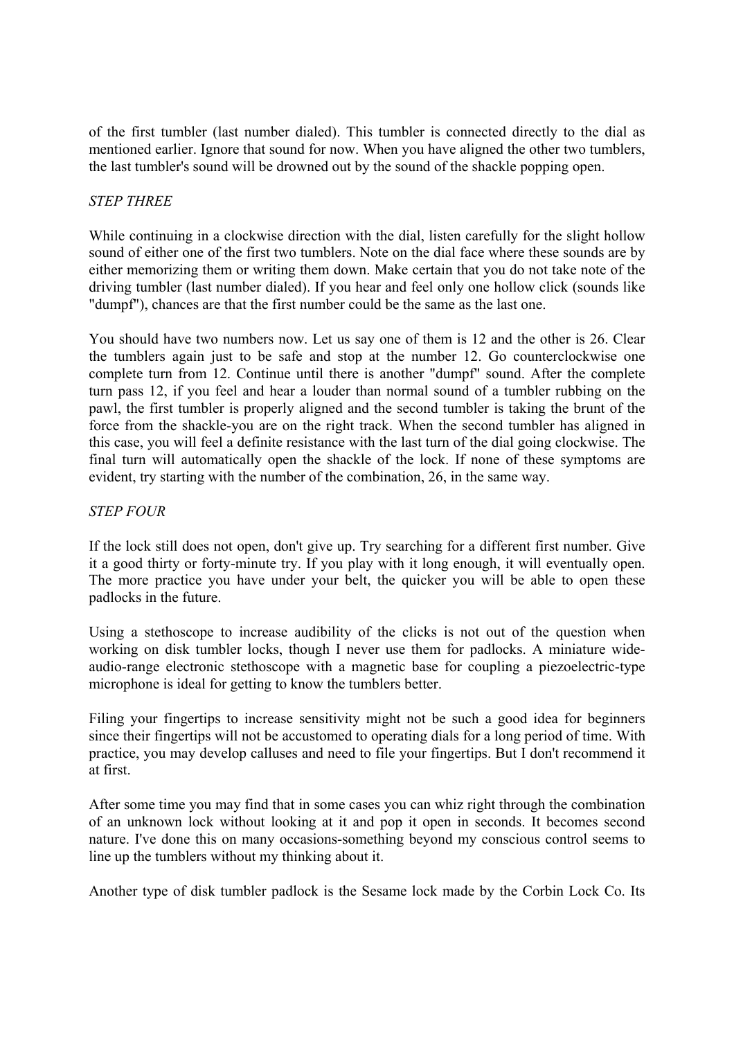of the first tumbler (last number dialed). This tumbler is connected directly to the dial as mentioned earlier. Ignore that sound for now. When you have aligned the other two tumblers, the last tumbler's sound will be drowned out by the sound of the shackle popping open.

*STEP THREE*

While continuing in a clockwise direction with the dial, listen carefully for the slight hollow sound of either one of the first two tumblers. Note on the dial face where these sounds are by either memorizing them or writing them down. Make certain that you do not take note of the driving tumbler (last number dialed). If you hear and feel only one hollow click (sounds like "dumpf"), chances are that the first number could be the same as the last one.

You should have two numbers now. Let us say one of them is 12 and the other is 26. Clear the tumblers again just to be safe and stop at the number 12. Go counterclockwise one complete turn from 12. Continue until there is another "dumpf" sound. After the complete turn pass 12, if you feel and hear a louder than normal sound of a tumbler rubbing on the pawl, the first tumbler is properly aligned and the second tumbler is taking the brunt of the force from the shackle-you are on the right track. When the second tumbler has aligned in this case, you will feel a definite resistance with the last turn of the dial going clockwise. The final turn will automatically open the shackle of the lock. If none of these symptoms are evident, try starting with the number of the combination, 26, in the same way.

*STEP FOUR*

If the lock still does not open, don't give up. Try searching for a different first number. Give it a good thirty or forty-minute try. If you play with it long enough, it will eventually open. The more practice you have under your belt, the quicker you will be able to open these padlocks in the future.

Using a stethoscope to increase audibility of the clicks is not out of the question when working on disk tumbler locks, though I never use them for padlocks. A miniature wide-audio-range electronic stethoscope with a magnetic base for coupling a piezoelectric-type microphone is ideal for getting to know the tumblers better.

Filing your fingertips to increase sensitivity might not be such a good idea for beginners since their fingertips will not be accustomed to operating dials for a long period of time. With practice, you may develop calluses and need to file your fingertips. But I don't recommend it at first.

After some time you may find that in some cases you can whiz right through the combination of an unknown lock without looking at it and pop it open in seconds. It becomes second nature. I've done this on many occasions-something beyond my conscious control seems to line up the tumblers without my thinking about it.

Another type of disk tumbler padlock is the Sesame lock made by the Corbin Lock Co. Its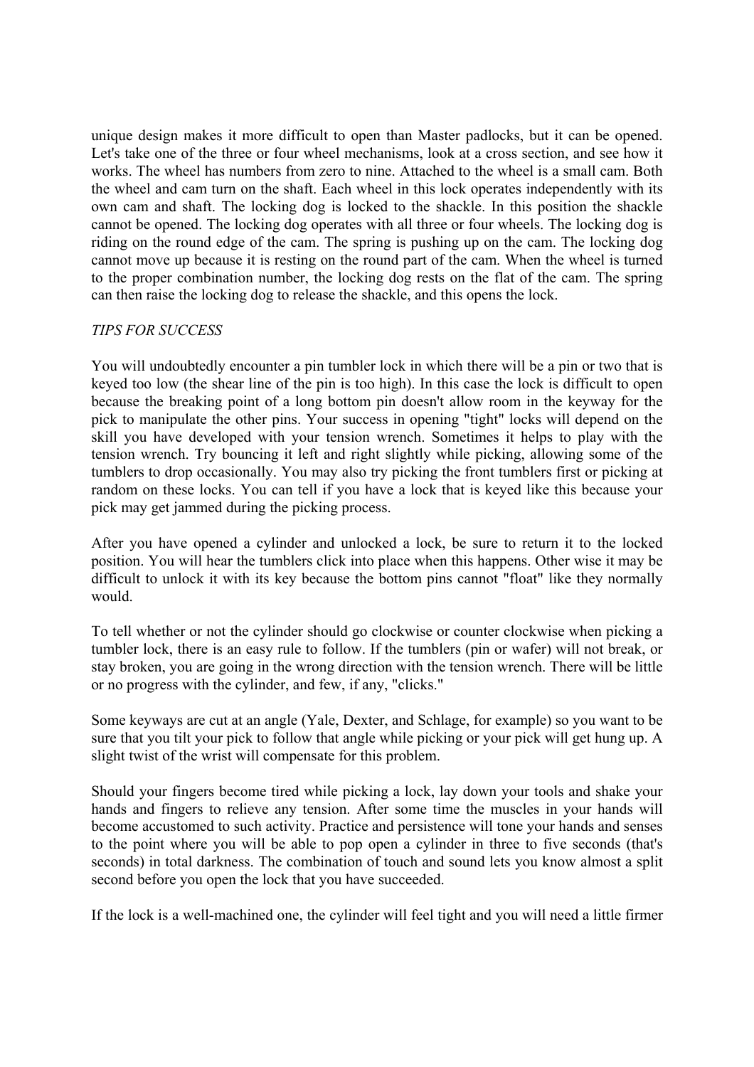unique design makes it more difficult to open than Master padlocks, but it can be opened. Let's take one of the three or four wheel mechanisms, look at a cross section, and see how it works. The wheel has numbers from zero to nine. Attached to the wheel is a small cam. Both the wheel and cam turn on the shaft. Each wheel in this lock operates independently with its own cam and shaft. The locking dog is locked to the shackle. In this position the shackle cannot be opened. The locking dog operates with all three or four wheels. The locking dog is riding on the round edge of the cam. The spring is pushing up on the cam. The locking dog cannot move up because it is resting on the round part of the cam. When the wheel is turned to the proper combination number, the locking dog rests on the flat of the cam. The spring can then raise the locking dog to release the shackle, and this opens the lock.

*TIPS FOR SUCCESS*

You will undoubtedly encounter a pin tumbler lock in which there will be a pin or two that is keyed too low (the shear line of the pin is too high). In this case the lock is difficult to open because the breaking point of a long bottom pin doesn't allow room in the keyway for the pick to manipulate the other pins. Your success in opening "tight" locks will depend on the skill you have developed with your tension wrench. Sometimes it helps to play with the tension wrench. Try bouncing it left and right slightly while picking, allowing some of the tumblers to drop occasionally. You may also try picking the front tumblers first or picking at random on these locks. You can tell if you have a lock that is keyed like this because your pick may get jammed during the picking process.

After you have opened a cylinder and unlocked a lock, be sure to return it to the locked position. You will hear the tumblers click into place when this happens. Other wise it may be difficult to unlock it with its key because the bottom pins cannot "float" like they normally would.

To tell whether or not the cylinder should go clockwise or counter clockwise when picking a tumbler lock, there is an easy rule to follow. If the tumblers (pin or wafer) will not break, or stay broken, you are going in the wrong direction with the tension wrench. There will be little or no progress with the cylinder, and few, if any, "clicks."

Some keyways are cut at an angle (Yale, Dexter, and Schlage, for example) so you want to be sure that you tilt your pick to follow that angle while picking or your pick will get hung up. A slight twist of the wrist will compensate for this problem.

Should your fingers become tired while picking a lock, lay down your tools and shake your hands and fingers to relieve any tension. After some time the muscles in your hands will become accustomed to such activity. Practice and persistence will tone your hands and senses to the point where you will be able to pop open a cylinder in three to five seconds (that's seconds) in total darkness. The combination of touch and sound lets you know almost a split second before you open the lock that you have succeeded.

If the lock is a well-machined one, the cylinder will feel tight and you will need a little firmer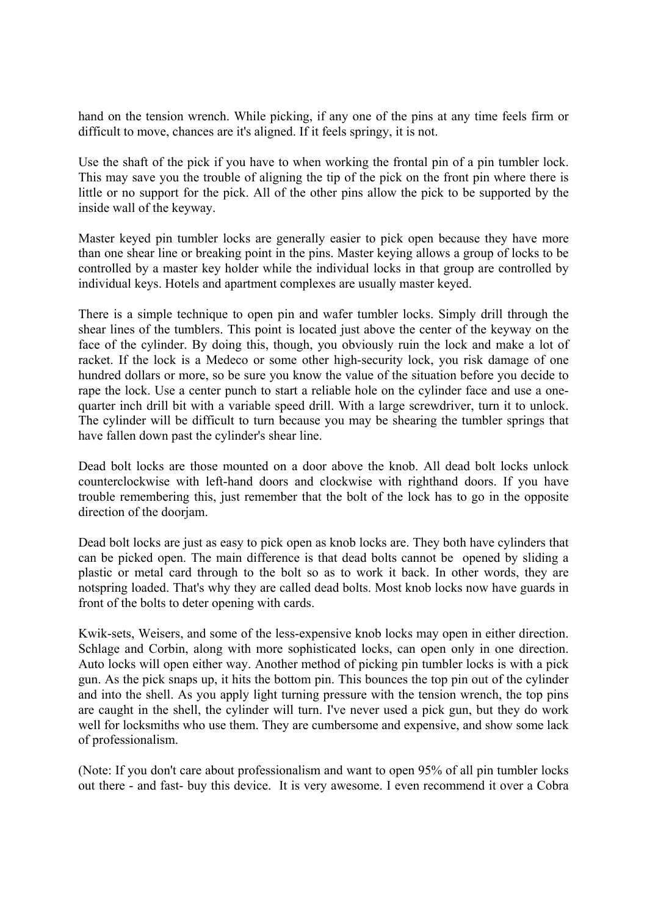hand on the tension wrench. While picking, if any one of the pins at any time feels firm or difficult to move, chances are it's aligned. If it feels springy, it is not.

Use the shaft of the pick if you have to when working the frontal pin of a pin tumbler lock. This may save you the trouble of aligning the tip of the pick on the front pin where there is little or no support for the pick. All of the other pins allow the pick to be supported by the inside wall of the keyway.

Master keyed pin tumbler locks are generally easier to pick open because they have more than one shear line or breaking point in the pins. Master keying allows a group of locks to be controlled by a master key holder while the individual locks in that group are controlled by individual keys. Hotels and apartment complexes are usually master keyed.

There is a simple technique to open pin and wafer tumbler locks. Simply drill through the shear lines of the tumblers. This point is located just above the center of the keyway on the face of the cylinder. By doing this, though, you obviously ruin the lock and make a lot of racket. If the lock is a Medeco or some other high-security lock, you risk damage of one hundred dollars or more, so be sure you know the value of the situation before you decide to rape the lock. Use a center punch to start a reliable hole on the cylinder face and use a one-quarter inch drill bit with a variable speed drill. With a large screwdriver, turn it to unlock. The cylinder will be difficult to turn because you may be shearing the tumbler springs that have fallen down past the cylinder's shear line.

Dead bolt locks are those mounted on a door above the knob. All dead bolt locks unlock counterclockwise with left-hand doors and clockwise with righthand doors. If you have trouble remembering this, just remember that the bolt of the lock has to go in the opposite direction of the doorjam.

Dead bolt locks are just as easy to pick open as knob locks are. They both have cylinders that can be picked open. The main difference is that dead bolts cannot be opened by sliding a plastic or metal card through to the bolt so as to work it back. In other words, they are notspring loaded. That's why they are called dead bolts. Most knob locks now have guards in front of the bolts to deter opening with cards.

Kwik-sets, Weisers, and some of the less-expensive knob locks may open in either direction. Schlage and Corbin, along with more sophisticated locks, can open only in one direction. Auto locks will open either way. Another method of picking pin tumbler locks is with a pick gun. As the pick snaps up, it hits the bottom pin. This bounces the top pin out of the cylinder and into the shell. As you apply light turning pressure with the tension wrench, the top pins are caught in the shell, the cylinder will turn. I've never used a pick gun, but they do work well for locksmiths who use them. They are cumbersome and expensive, and show some lack of professionalism.

(Note: If you don't care about professionalism and want to open 95% of all pin tumbler locks out there - and fast- buy this device. It is very awesome. I even recommend it over a Cobra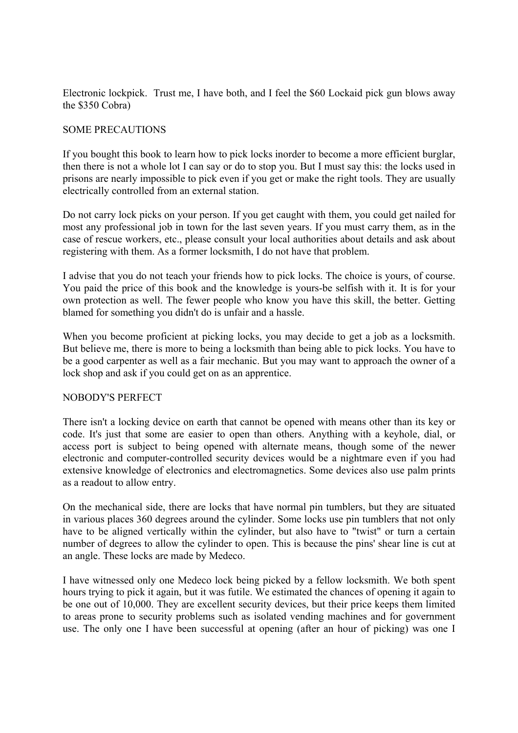Electronic lockpick. Trust me, I have both, and I feel the $60 Lockaid pick gun blows away the $350 Cobra)

## SOME PRECAUTIONS

If you bought this book to learn how to pick locks inorder to become a more efficient burglar, then there is not a whole lot I can say or do to stop you. But I must say this: the locks used in prisons are nearly impossible to pick even if you get or make the right tools. They are usually electrically controlled from an external station.

Do not carry lock picks on your person. If you get caught with them, you could get nailed for most any professional job in town for the last seven years. If you must carry them, as in the case of rescue workers, etc., please consult your local authorities about details and ask about registering with them. As a former locksmith, I do not have that problem.

I advise that you do not teach your friends how to pick locks. The choice is yours, of course. You paid the price of this book and the knowledge is yours-be selfish with it. It is for your own protection as well. The fewer people who know you have this skill, the better. Getting blamed for something you didn't do is unfair and a hassle.

When you become proficient at picking locks, you may decide to get a job as a locksmith. But believe me, there is more to being a locksmith than being able to pick locks. You have to be a good carpenter as well as a fair mechanic. But you may want to approach the owner of a lock shop and ask if you could get on as an apprentice.

## NOBODY'S PERFECT

There isn't a locking device on earth that cannot be opened with means other than its key or code. It's just that some are easier to open than others. Anything with a keyhole, dial, or access port is subject to being opened with alternate means, though some of the newer electronic and computer-controlled security devices would be a nightmare even if you had extensive knowledge of electronics and electromagnetics. Some devices also use palm prints as a readout to allow entry.

On the mechanical side, there are locks that have normal pin tumblers, but they are situated in various places 360 degrees around the cylinder. Some locks use pin tumblers that not only have to be aligned vertically within the cylinder, but also have to "twist" or turn a certain number of degrees to allow the cylinder to open. This is because the pins' shear line is cut at an angle. These locks are made by Medeco.

I have witnessed only one Medeco lock being picked by a fellow locksmith. We both spent hours trying to pick it again, but it was futile. We estimated the chances of opening it again to be one out of 10,000. They are excellent security devices, but their price keeps them limited to areas prone to security problems such as isolated vending machines and for government use. The only one I have been successful at opening (after an hour of picking) was one I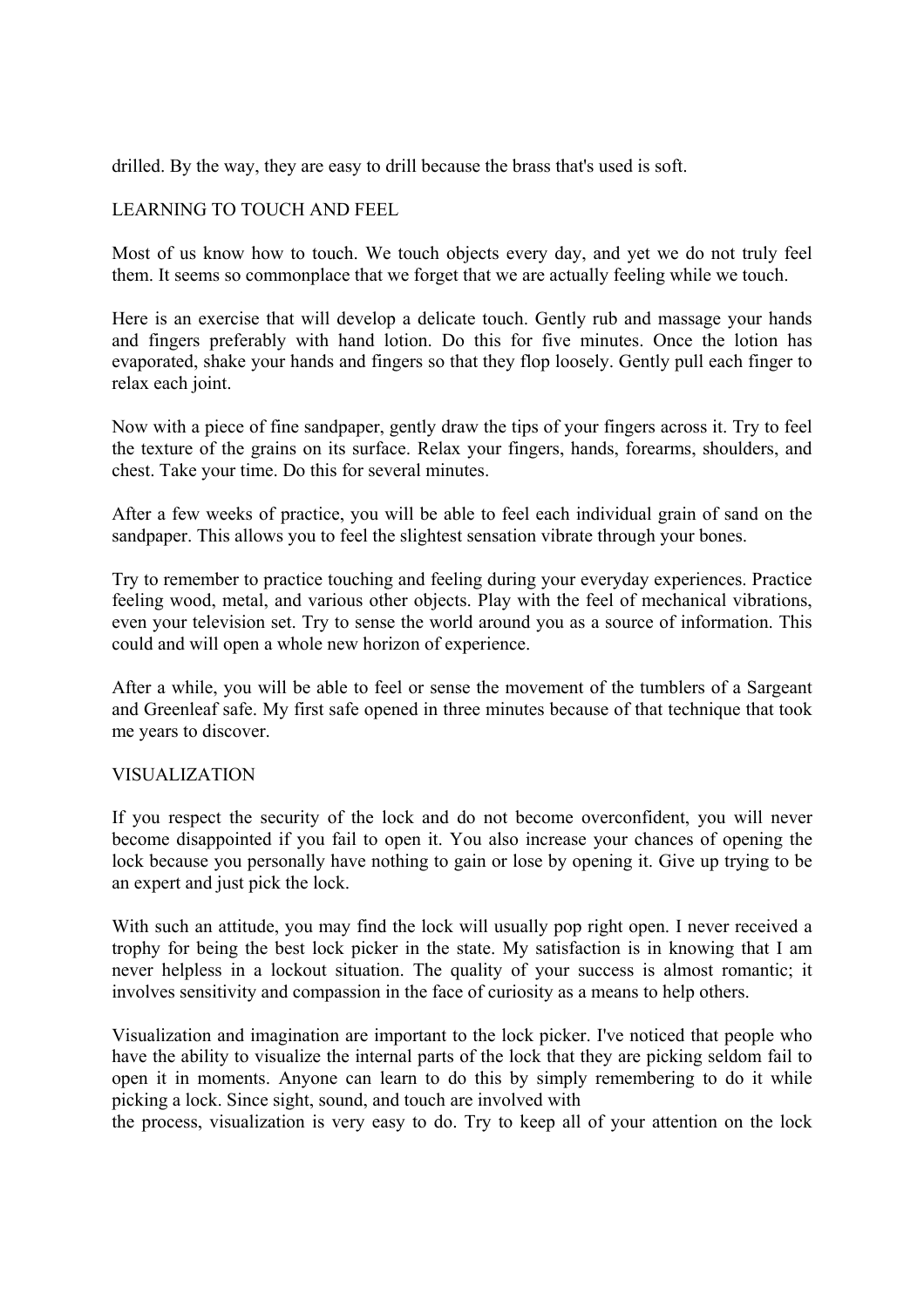drilled. By the way, they are easy to drill because the brass that's used is soft.

## LEARNING TO TOUCH AND FEEL

Most of us know how to touch. We touch objects every day, and yet we do not truly feel them. It seems so commonplace that we forget that we are actually feeling while we touch.

Here is an exercise that will develop a delicate touch. Gently rub and massage your hands and fingers preferably with hand lotion. Do this for five minutes. Once the lotion has evaporated, shake your hands and fingers so that they flop loosely. Gently pull each finger to relax each joint.

Now with a piece of fine sandpaper, gently draw the tips of your fingers across it. Try to feel the texture of the grains on its surface. Relax your fingers, hands, forearms, shoulders, and chest. Take your time. Do this for several minutes.

After a few weeks of practice, you will be able to feel each individual grain of sand on the sandpaper. This allows you to feel the slightest sensation vibrate through your bones.

Try to remember to practice touching and feeling during your everyday experiences. Practice feeling wood, metal, and various other objects. Play with the feel of mechanical vibrations, even your television set. Try to sense the world around you as a source of information. This could and will open a whole new horizon of experience.

After a while, you will be able to feel or sense the movement of the tumblers of a Sargeant and Greenleaf safe. My first safe opened in three minutes because of that technique that took me years to discover.

## VISUALIZATION

If you respect the security of the lock and do not become overconfident, you will never become disappointed if you fail to open it. You also increase your chances of opening the lock because you personally have nothing to gain or lose by opening it. Give up trying to be an expert and just pick the lock.

With such an attitude, you may find the lock will usually pop right open. I never received a trophy for being the best lock picker in the state. My satisfaction is in knowing that I am never helpless in a lockout situation. The quality of your success is almost romantic; it involves sensitivity and compassion in the face of curiosity as a means to help others.

Visualization and imagination are important to the lock picker. I've noticed that people who have the ability to visualize the internal parts of the lock that they are picking seldom fail to open it in moments. Anyone can learn to do this by simply remembering to do it while picking a lock. Since sight, sound, and touch are involved with the process, visualization is very easy to do. Try to keep all of your attention on the lock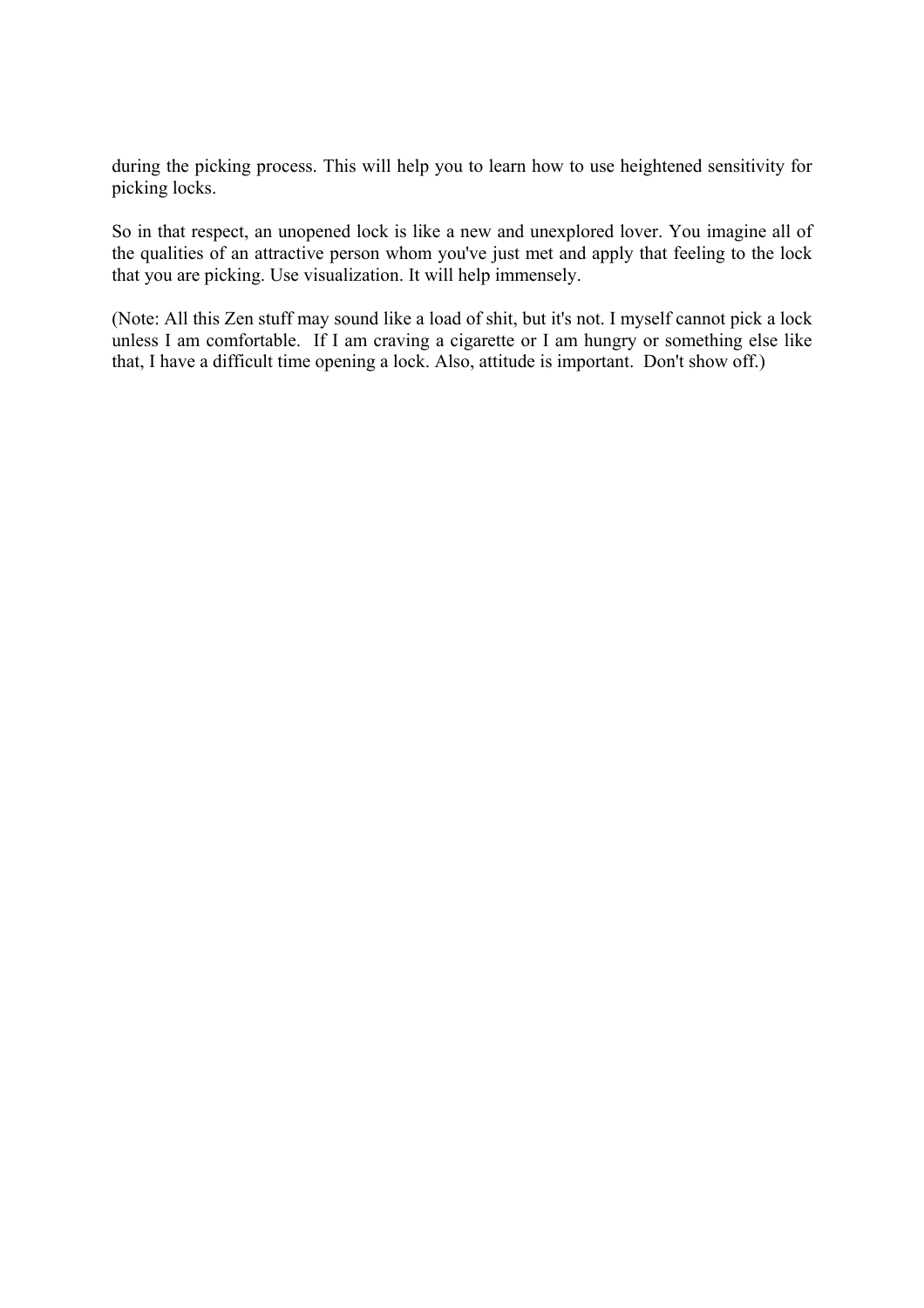during the picking process. This will help you to learn how to use heightened sensitivity for picking locks.

So in that respect, an unopened lock is like a new and unexplored lover. You imagine all of the qualities of an attractive person whom you've just met and apply that feeling to the lock that you are picking. Use visualization. It will help immensely.

(Note: All this Zen stuff may sound like a load of shit, but it's not. I myself cannot pick a lock unless I am comfortable. If I am craving a cigarette or I am hungry or something else like that, I have a difficult time opening a lock. Also, attitude is important. Don't show off.)